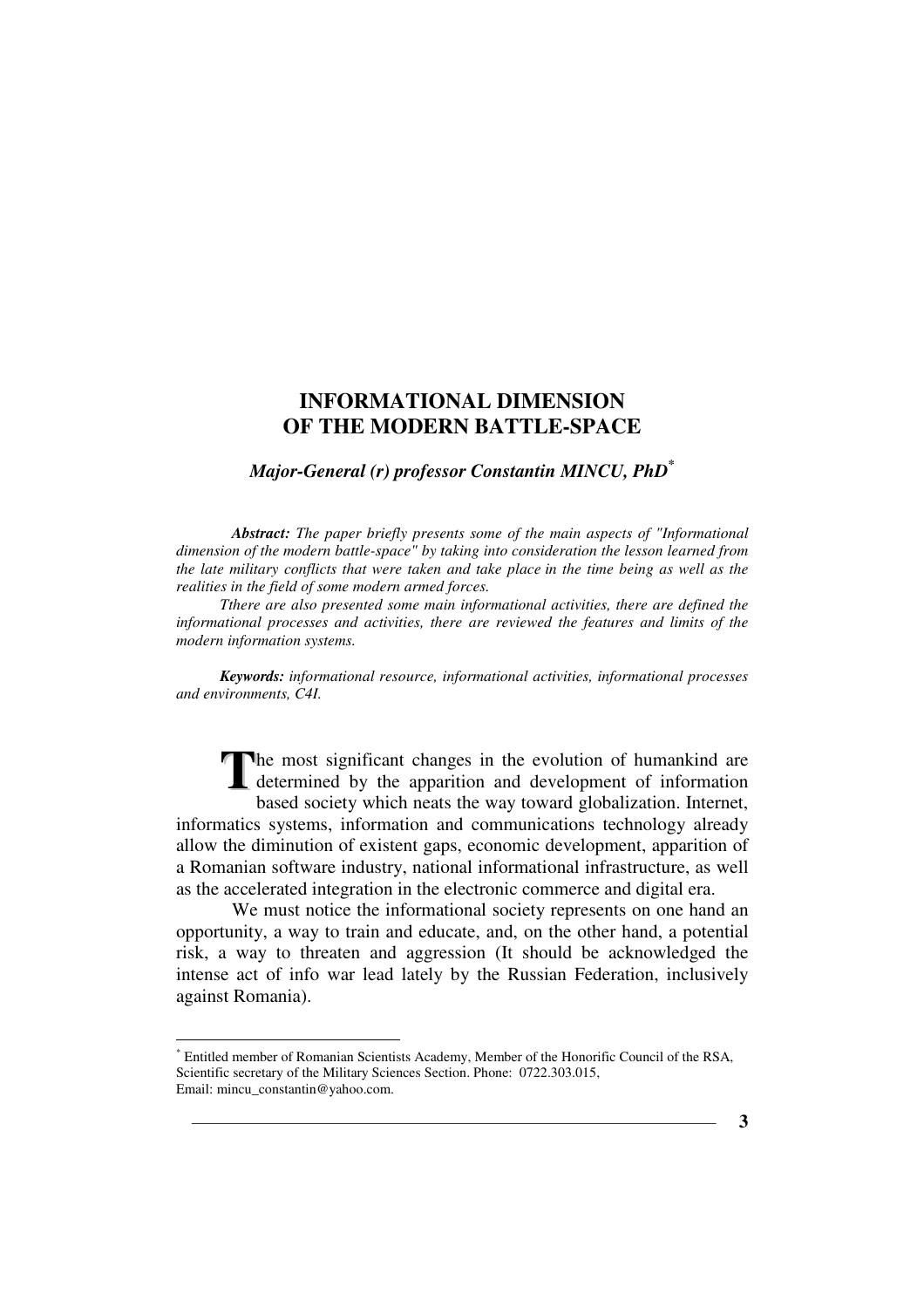# INFORMATIONAL DIMENSION OF THE MODERN BATTLE-SPACE

***Major-General (r) professor Constantin MINCU, PhD*** [*]

***Abstract:*** *The paper briefly presents some of the main aspects of "Informational dimension of the modern battle-space" by taking into consideration the lesson learned from the late military conflicts that were taken and take place in the time being as well as the realities in the field of some modern armed forces.*

*Tthere are also presented some main informational activities, there are defined the informational processes and activities, there are reviewed the features and limits of the modern information systems.*

***Keywords:*** *informational resource, informational activities, informational processes and environments, C4I.*

The most significant changes in the evolution of humankind are determined by the apparition and development of information based society which neats the way toward globalization. Internet, informatics systems, information and communications technology already allow the diminution of existent gaps, economic development, apparition of a Romanian software industry, national informational infrastructure, as well as the accelerated integration in the electronic commerce and digital era.

We must notice the informational society represents on one hand an opportunity, a way to train and educate, and, on the other hand, a potential risk, a way to threaten and aggression (It should be acknowledged the intense act of info war lead lately by the Russian Federation, inclusively against Romania).

---

[*] Entitled member of Romanian Scientists Academy, Member of the Honorific Council of the RSA, Scientific secretary of the Military Sciences Section. Phone: 0722.303.015, Email: mincu_constantin@yahoo.com.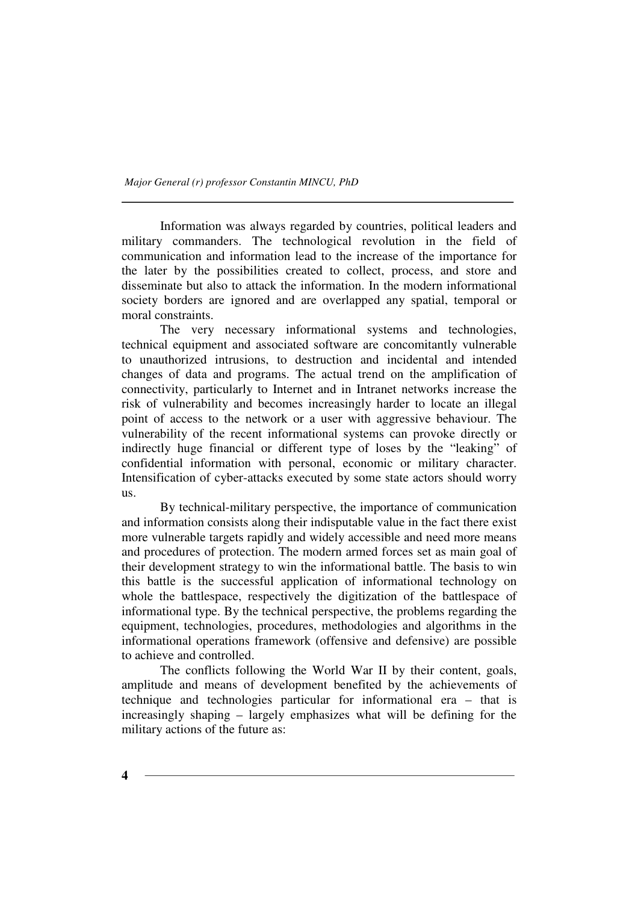Information was always regarded by countries, political leaders and military commanders. The technological revolution in the field of communication and information lead to the increase of the importance for the later by the possibilities created to collect, process, and store and disseminate but also to attack the information. In the modern informational society borders are ignored and are overlapped any spatial, temporal or moral constraints.

The very necessary informational systems and technologies, technical equipment and associated software are concomitantly vulnerable to unauthorized intrusions, to destruction and incidental and intended changes of data and programs. The actual trend on the amplification of connectivity, particularly to Internet and in Intranet networks increase the risk of vulnerability and becomes increasingly harder to locate an illegal point of access to the network or a user with aggressive behaviour. The vulnerability of the recent informational systems can provoke directly or indirectly huge financial or different type of loses by the "leaking" of confidential information with personal, economic or military character. Intensification of cyber-attacks executed by some state actors should worry us.

By technical-military perspective, the importance of communication and information consists along their indisputable value in the fact there exist more vulnerable targets rapidly and widely accessible and need more means and procedures of protection. The modern armed forces set as main goal of their development strategy to win the informational battle. The basis to win this battle is the successful application of informational technology on whole the battlespace, respectively the digitization of the battlespace of informational type. By the technical perspective, the problems regarding the equipment, technologies, procedures, methodologies and algorithms in the informational operations framework (offensive and defensive) are possible to achieve and controlled.

The conflicts following the World War II by their content, goals, amplitude and means of development benefited by the achievements of technique and technologies particular for informational era – that is increasingly shaping – largely emphasizes what will be defining for the military actions of the future as: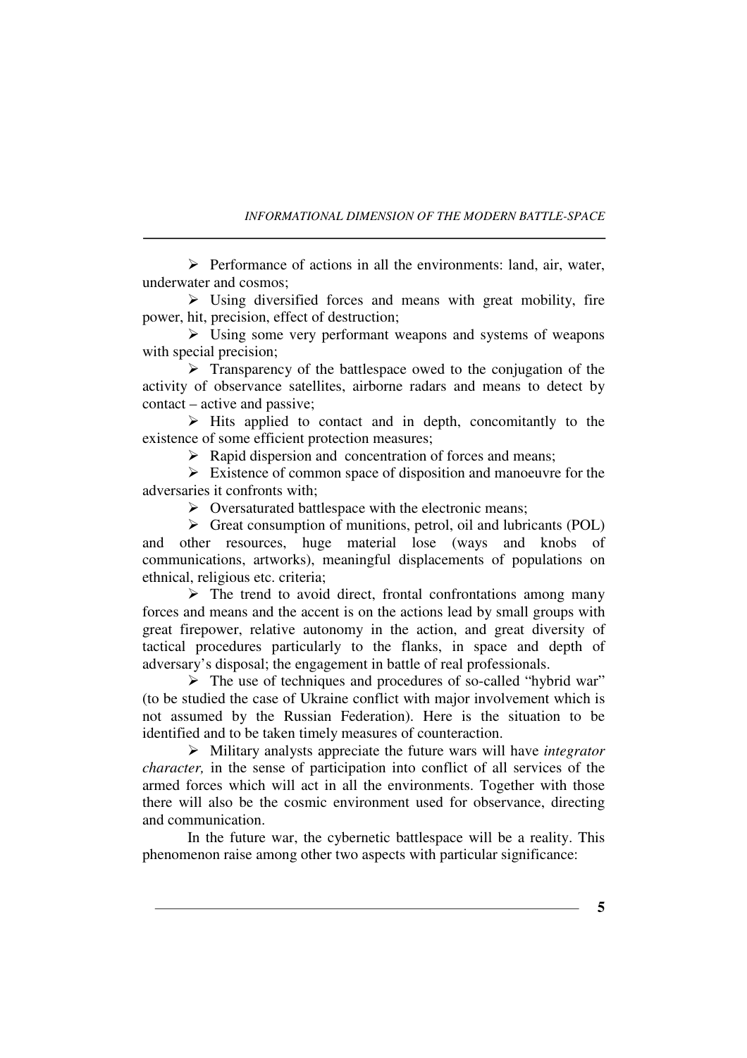- Performance of actions in all the environments: land, air, water, underwater and cosmos;
- Using diversified forces and means with great mobility, fire power, hit, precision, effect of destruction;
- Using some very performant weapons and systems of weapons with special precision;
- Transparency of the battlespace owed to the conjugation of the activity of observance satellites, airborne radars and means to detect by contact – active and passive;
- Hits applied to contact and in depth, concomitantly to the existence of some efficient protection measures;
- Rapid dispersion and concentration of forces and means;
- Existence of common space of disposition and manoeuvre for the adversaries it confronts with;
- Oversaturated battlespace with the electronic means;
- Great consumption of munitions, petrol, oil and lubricants (POL) and other resources, huge material lose (ways and knobs of communications, artworks), meaningful displacements of populations on ethnical, religious etc. criteria;
- The trend to avoid direct, frontal confrontations among many forces and means and the accent is on the actions lead by small groups with great firepower, relative autonomy in the action, and great diversity of tactical procedures particularly to the flanks, in space and depth of adversary's disposal; the engagement in battle of real professionals.
- The use of techniques and procedures of so-called "hybrid war" (to be studied the case of Ukraine conflict with major involvement which is not assumed by the Russian Federation). Here is the situation to be identified and to be taken timely measures of counteraction.
- Military analysts appreciate the future wars will have *integrator character,* in the sense of participation into conflict of all services of the armed forces which will act in all the environments. Together with those there will also be the cosmic environment used for observance, directing and communication.

In the future war, the cybernetic battlespace will be a reality. This phenomenon raise among other two aspects with particular significance: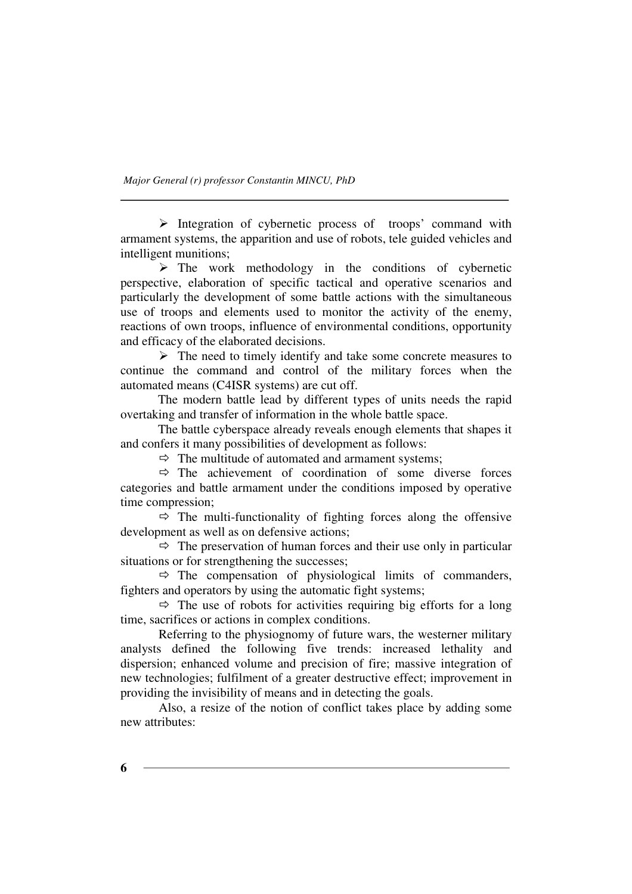- Integration of cybernetic process of troops' command with armament systems, the apparition and use of robots, tele guided vehicles and intelligent munitions;
- The work methodology in the conditions of cybernetic perspective, elaboration of specific tactical and operative scenarios and particularly the development of some battle actions with the simultaneous use of troops and elements used to monitor the activity of the enemy, reactions of own troops, influence of environmental conditions, opportunity and efficacy of the elaborated decisions.
- The need to timely identify and take some concrete measures to continue the command and control of the military forces when the automated means (C4ISR systems) are cut off.

The modern battle lead by different types of units needs the rapid overtaking and transfer of information in the whole battle space.

The battle cyberspace already reveals enough elements that shapes it and confers it many possibilities of development as follows:

- The multitude of automated and armament systems;
- The achievement of coordination of some diverse forces categories and battle armament under the conditions imposed by operative time compression;
- The multi-functionality of fighting forces along the offensive development as well as on defensive actions;
- The preservation of human forces and their use only in particular situations or for strengthening the successes;
- The compensation of physiological limits of commanders, fighters and operators by using the automatic fight systems;
- The use of robots for activities requiring big efforts for a long time, sacrifices or actions in complex conditions.

Referring to the physiognomy of future wars, the westerner military analysts defined the following five trends: increased lethality and dispersion; enhanced volume and precision of fire; massive integration of new technologies; fulfilment of a greater destructive effect; improvement in providing the invisibility of means and in detecting the goals.

Also, a resize of the notion of conflict takes place by adding some new attributes: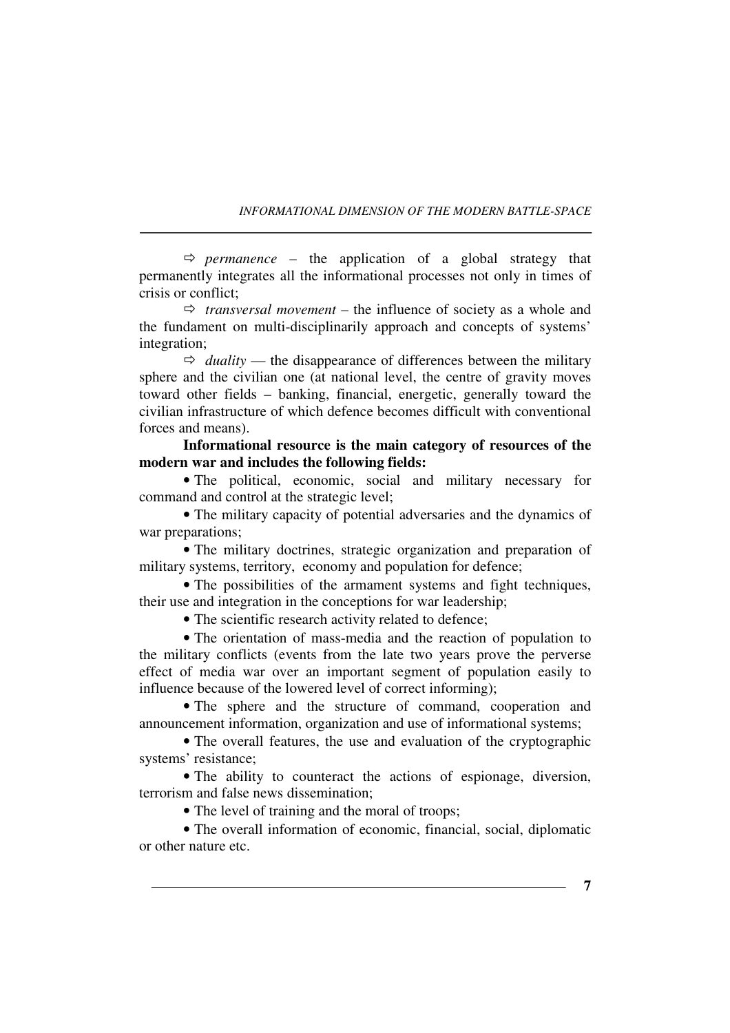⇨ *permanence* – the application of a global strategy that permanently integrates all the informational processes not only in times of crisis or conflict;

⇨ *transversal movement* – the influence of society as a whole and the fundament on multi-disciplinarily approach and concepts of systems' integration;

⇨ *duality* — the disappearance of differences between the military sphere and the civilian one (at national level, the centre of gravity moves toward other fields – banking, financial, energetic, generally toward the civilian infrastructure of which defence becomes difficult with conventional forces and means).

**Informational resource is the main category of resources of the modern war and includes the following fields:**

- The political, economic, social and military necessary for command and control at the strategic level;
- The military capacity of potential adversaries and the dynamics of war preparations;
- The military doctrines, strategic organization and preparation of military systems, territory, economy and population for defence;
- The possibilities of the armament systems and fight techniques, their use and integration in the conceptions for war leadership;
- The scientific research activity related to defence;
- The orientation of mass-media and the reaction of population to the military conflicts (events from the late two years prove the perverse effect of media war over an important segment of population easily to influence because of the lowered level of correct informing);
- The sphere and the structure of command, cooperation and announcement information, organization and use of informational systems;
- The overall features, the use and evaluation of the cryptographic systems' resistance;
- The ability to counteract the actions of espionage, diversion, terrorism and false news dissemination;
- The level of training and the moral of troops;
- The overall information of economic, financial, social, diplomatic or other nature etc.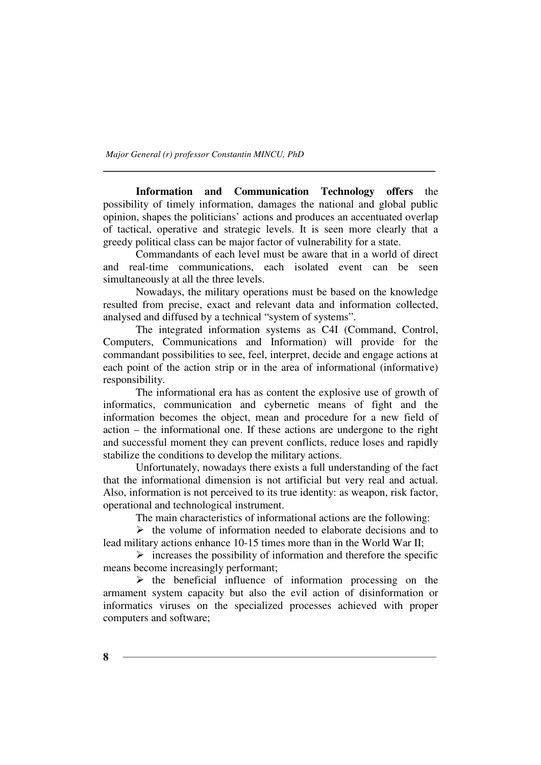**Information and Communication Technology offers** the possibility of timely information, damages the national and global public opinion, shapes the politicians' actions and produces an accentuated overlap of tactical, operative and strategic levels. It is seen more clearly that a greedy political class can be major factor of vulnerability for a state.

Commandants of each level must be aware that in a world of direct and real-time communications, each isolated event can be seen simultaneously at all the three levels.

Nowadays, the military operations must be based on the knowledge resulted from precise, exact and relevant data and information collected, analysed and diffused by a technical "system of systems".

The integrated information systems as C4I (Command, Control, Computers, Communications and Information) will provide for the commandant possibilities to see, feel, interpret, decide and engage actions at each point of the action strip or in the area of informational (informative) responsibility.

The informational era has as content the explosive use of growth of informatics, communication and cybernetic means of fight and the information becomes the object, mean and procedure for a new field of action – the informational one. If these actions are undergone to the right and successful moment they can prevent conflicts, reduce loses and rapidly stabilize the conditions to develop the military actions.

Unfortunately, nowadays there exists a full understanding of the fact that the informational dimension is not artificial but very real and actual. Also, information is not perceived to its true identity: as weapon, risk factor, operational and technological instrument.

The main characteristics of informational actions are the following:

- the volume of information needed to elaborate decisions and to lead military actions enhance 10-15 times more than in the World War II;
- increases the possibility of information and therefore the specific means become increasingly performant;
- the beneficial influence of information processing on the armament system capacity but also the evil action of disinformation or informatics viruses on the specialized processes achieved with proper computers and software;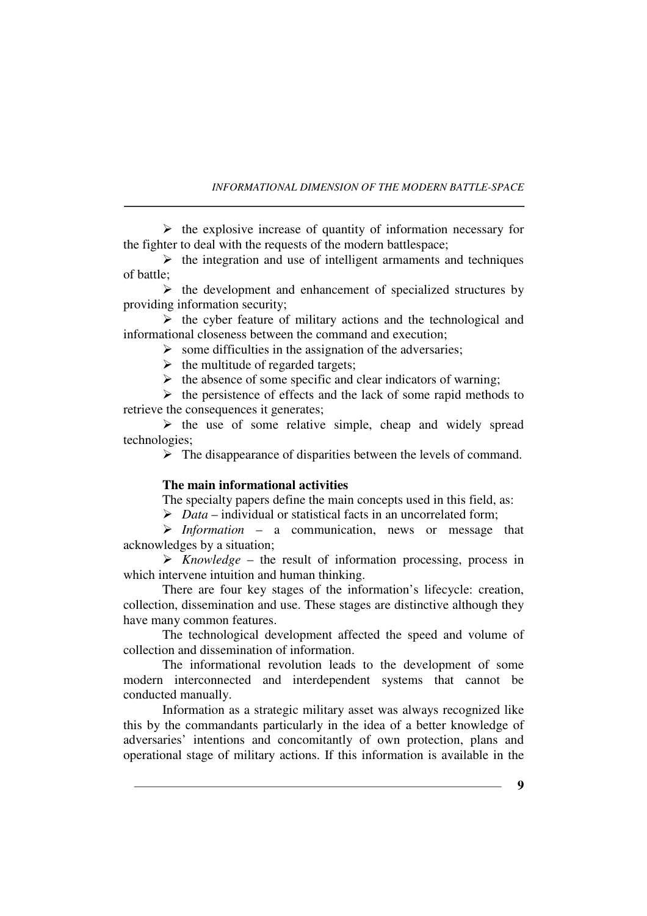- the explosive increase of quantity of information necessary for the fighter to deal with the requests of the modern battlespace;
- the integration and use of intelligent armaments and techniques of battle;
- the development and enhancement of specialized structures by providing information security;
- the cyber feature of military actions and the technological and informational closeness between the command and execution;
- some difficulties in the assignation of the adversaries;
- the multitude of regarded targets;
- the absence of some specific and clear indicators of warning;
- the persistence of effects and the lack of some rapid methods to retrieve the consequences it generates;
- the use of some relative simple, cheap and widely spread technologies;
- The disappearance of disparities between the levels of command.

**The main informational activities**

The specialty papers define the main concepts used in this field, as:

- *Data* – individual or statistical facts in an uncorrelated form;
- *Information* – a communication, news or message that acknowledges by a situation;
- *Knowledge* – the result of information processing, process in which intervene intuition and human thinking.

There are four key stages of the information's lifecycle: creation, collection, dissemination and use. These stages are distinctive although they have many common features.

The technological development affected the speed and volume of collection and dissemination of information.

The informational revolution leads to the development of some modern interconnected and interdependent systems that cannot be conducted manually.

Information as a strategic military asset was always recognized like this by the commandants particularly in the idea of a better knowledge of adversaries' intentions and concomitantly of own protection, plans and operational stage of military actions. If this information is available in the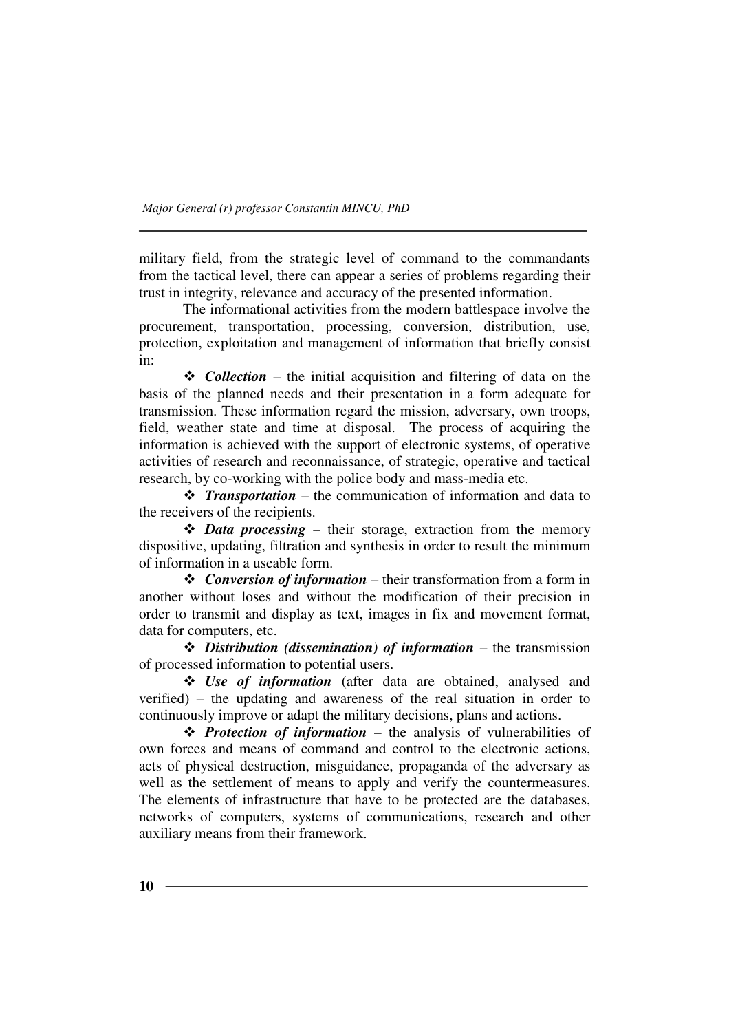military field, from the strategic level of command to the commandants from the tactical level, there can appear a series of problems regarding their trust in integrity, relevance and accuracy of the presented information.

The informational activities from the modern battlespace involve the procurement, transportation, processing, conversion, distribution, use, protection, exploitation and management of information that briefly consist in:

- ***Collection*** – the initial acquisition and filtering of data on the basis of the planned needs and their presentation in a form adequate for transmission. These information regard the mission, adversary, own troops, field, weather state and time at disposal. The process of acquiring the information is achieved with the support of electronic systems, of operative activities of research and reconnaissance, of strategic, operative and tactical research, by co-working with the police body and mass-media etc.
- ***Transportation*** – the communication of information and data to the receivers of the recipients.
- ***Data processing*** – their storage, extraction from the memory dispositive, updating, filtration and synthesis in order to result the minimum of information in a useable form.
- ***Conversion of information*** – their transformation from a form in another without loses and without the modification of their precision in order to transmit and display as text, images in fix and movement format, data for computers, etc.
- ***Distribution (dissemination) of information*** – the transmission of processed information to potential users.
- ***Use of information*** (after data are obtained, analysed and verified) – the updating and awareness of the real situation in order to continuously improve or adapt the military decisions, plans and actions.
- ***Protection of information*** – the analysis of vulnerabilities of own forces and means of command and control to the electronic actions, acts of physical destruction, misguidance, propaganda of the adversary as well as the settlement of means to apply and verify the countermeasures. The elements of infrastructure that have to be protected are the databases, networks of computers, systems of communications, research and other auxiliary means from their framework.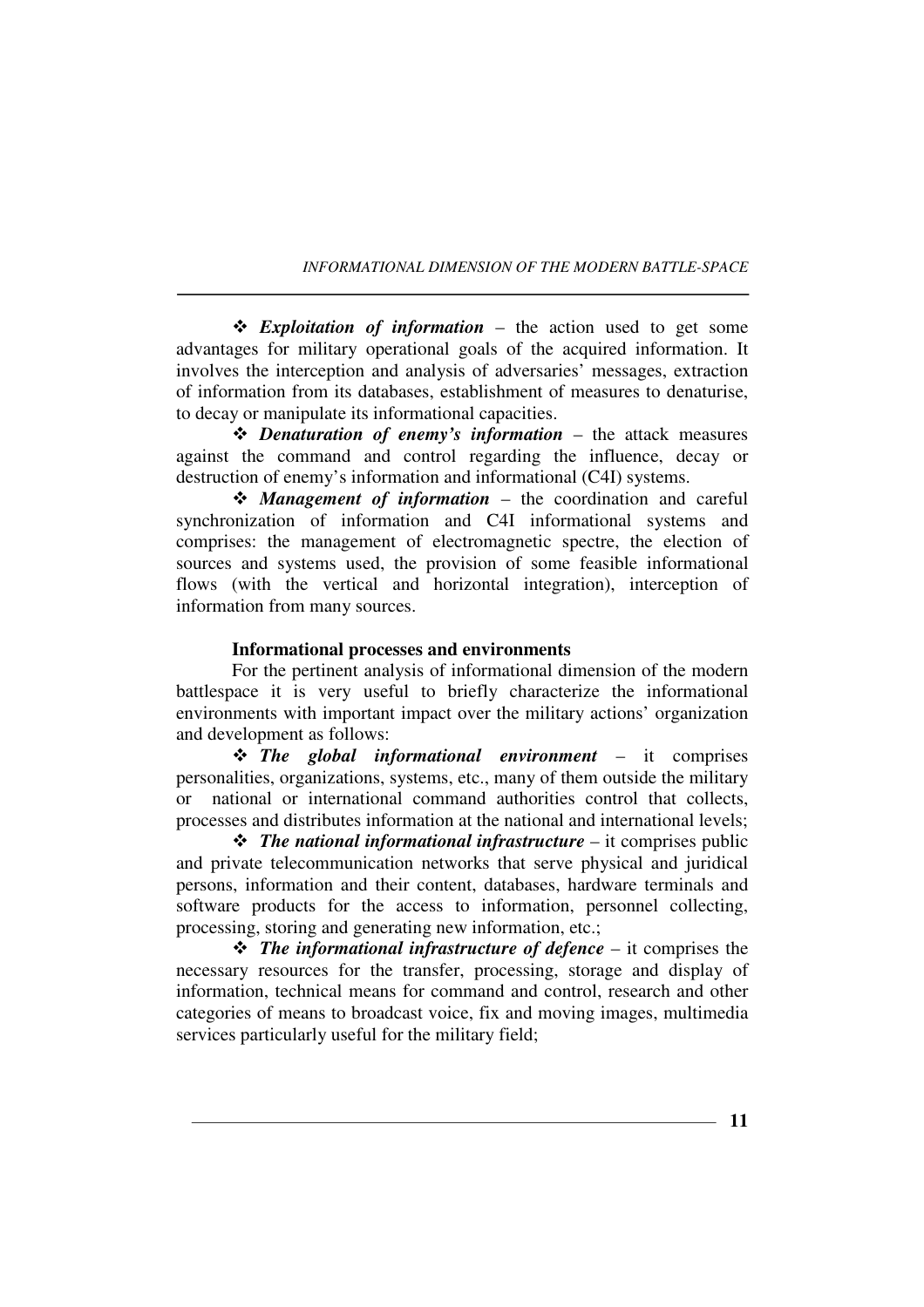- ***Exploitation of information*** – the action used to get some advantages for military operational goals of the acquired information. It involves the interception and analysis of adversaries' messages, extraction of information from its databases, establishment of measures to denaturise, to decay or manipulate its informational capacities.
- ***Denaturation of enemy's information*** – the attack measures against the command and control regarding the influence, decay or destruction of enemy's information and informational (C4I) systems.
- ***Management of information*** – the coordination and careful synchronization of information and C4I informational systems and comprises: the management of electromagnetic spectre, the election of sources and systems used, the provision of some feasible informational flows (with the vertical and horizontal integration), interception of information from many sources.

**Informational processes and environments**

For the pertinent analysis of informational dimension of the modern battlespace it is very useful to briefly characterize the informational environments with important impact over the military actions' organization and development as follows:

- ***The global informational environment*** – it comprises personalities, organizations, systems, etc., many of them outside the military or national or international command authorities control that collects, processes and distributes information at the national and international levels;
- ***The national informational infrastructure*** – it comprises public and private telecommunication networks that serve physical and juridical persons, information and their content, databases, hardware terminals and software products for the access to information, personnel collecting, processing, storing and generating new information, etc.;
- ***The informational infrastructure of defence*** – it comprises the necessary resources for the transfer, processing, storage and display of information, technical means for command and control, research and other categories of means to broadcast voice, fix and moving images, multimedia services particularly useful for the military field;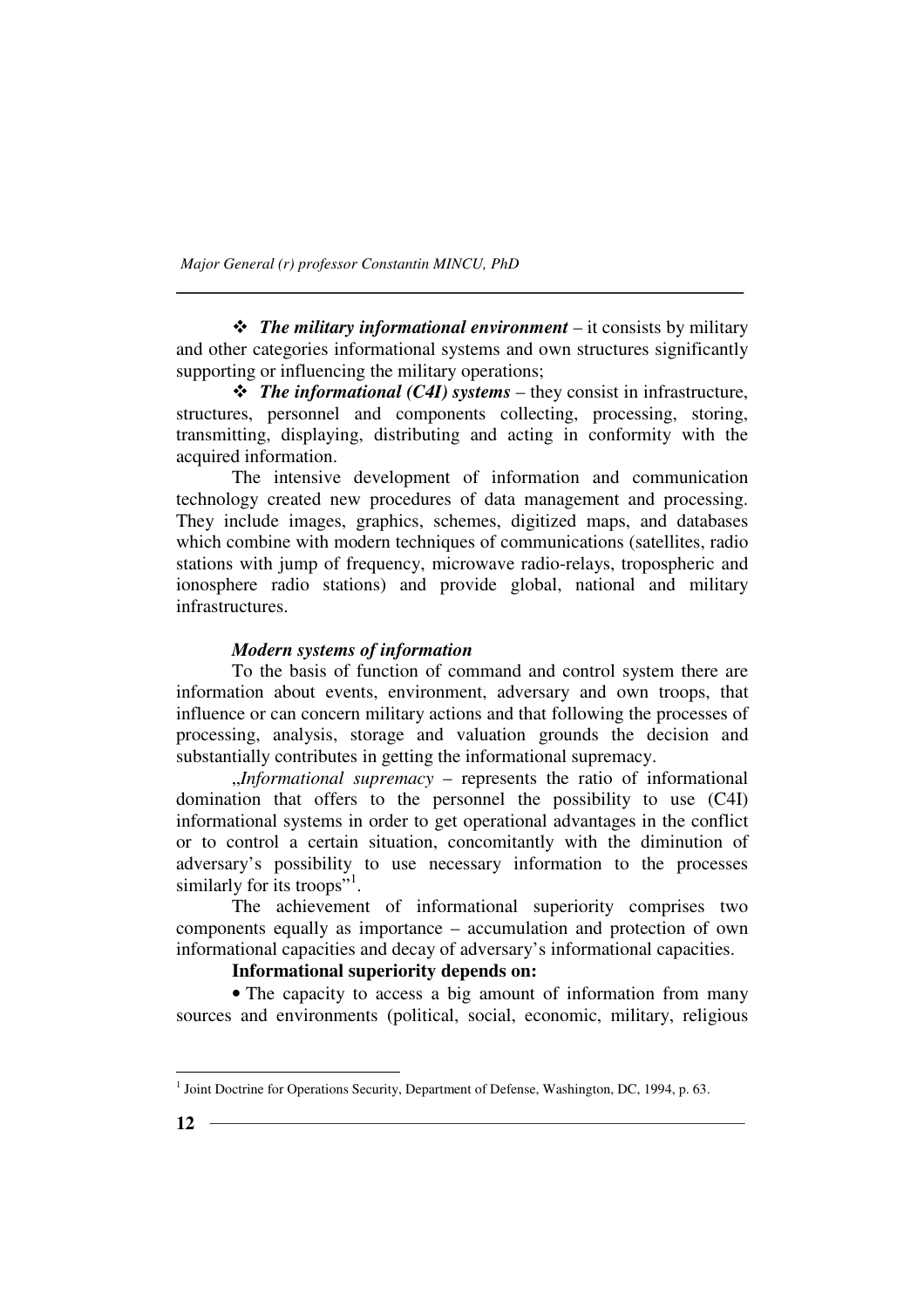❖ ***The military informational environment*** – it consists by military and other categories informational systems and own structures significantly supporting or influencing the military operations;

❖ ***The informational (C4I) systems*** – they consist in infrastructure, structures, personnel and components collecting, processing, storing, transmitting, displaying, distributing and acting in conformity with the acquired information.

The intensive development of information and communication technology created new procedures of data management and processing. They include images, graphics, schemes, digitized maps, and databases which combine with modern techniques of communications (satellites, radio stations with jump of frequency, microwave radio-relays, tropospheric and ionosphere radio stations) and provide global, national and military infrastructures.

***Modern systems of information***

To the basis of function of command and control system there are information about events, environment, adversary and own troops, that influence or can concern military actions and that following the processes of processing, analysis, storage and valuation grounds the decision and substantially contributes in getting the informational supremacy.

„*Informational supremacy* – represents the ratio of informational domination that offers to the personnel the possibility to use (C4I) informational systems in order to get operational advantages in the conflict or to control a certain situation, concomitantly with the diminution of adversary's possibility to use necessary information to the processes similarly for its troops"[1].

The achievement of informational superiority comprises two components equally as importance – accumulation and protection of own informational capacities and decay of adversary's informational capacities.

**Informational superiority depends on:**

• The capacity to access a big amount of information from many sources and environments (political, social, economic, military, religious

---

[1] Joint Doctrine for Operations Security, Department of Defense, Washington, DC, 1994, p. 63.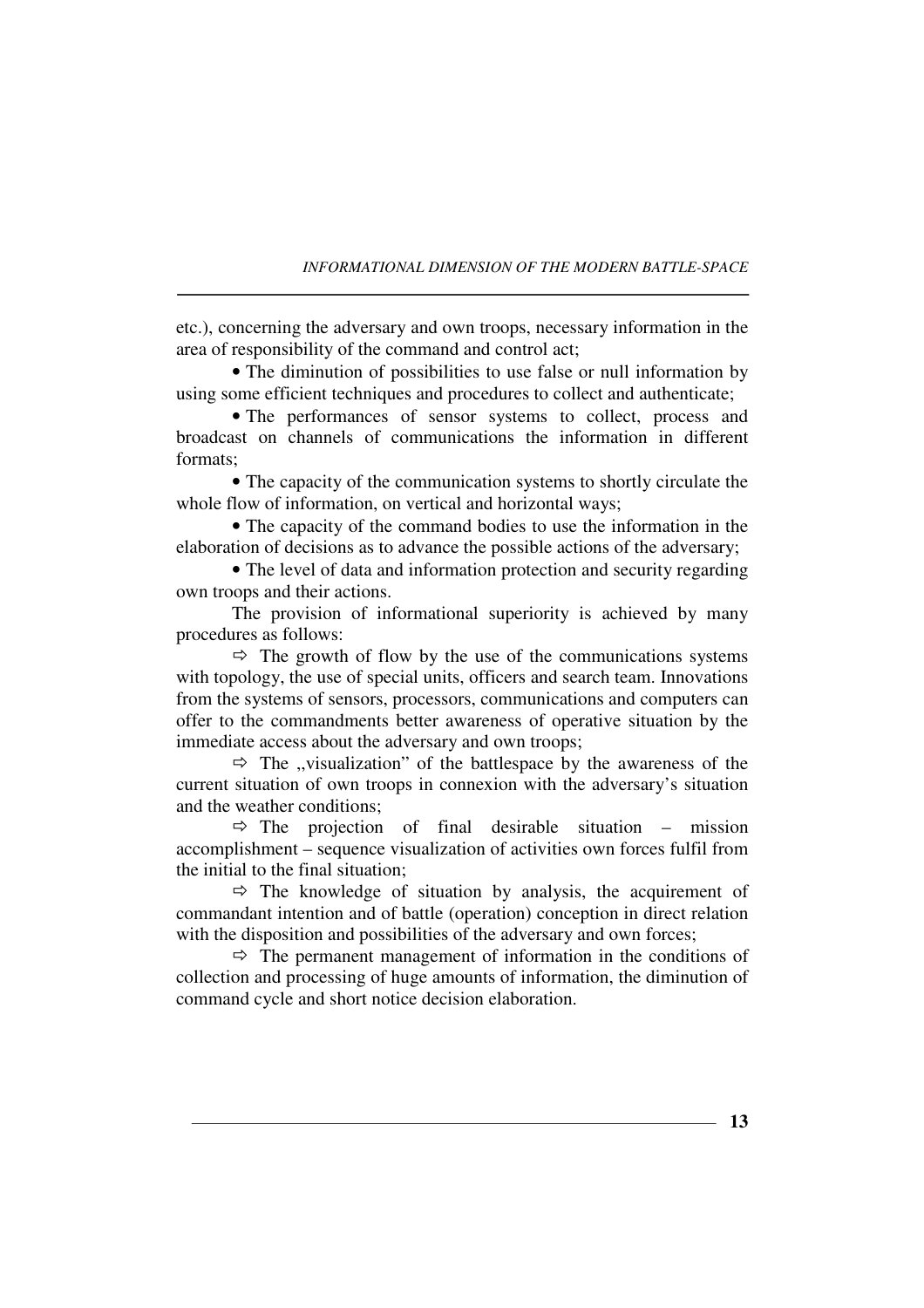etc.), concerning the adversary and own troops, necessary information in the area of responsibility of the command and control act;

- The diminution of possibilities to use false or null information by using some efficient techniques and procedures to collect and authenticate;
- The performances of sensor systems to collect, process and broadcast on channels of communications the information in different formats;
- The capacity of the communication systems to shortly circulate the whole flow of information, on vertical and horizontal ways;
- The capacity of the command bodies to use the information in the elaboration of decisions as to advance the possible actions of the adversary;
- The level of data and information protection and security regarding own troops and their actions.

The provision of informational superiority is achieved by many procedures as follows:

⇨ The growth of flow by the use of the communications systems with topology, the use of special units, officers and search team. Innovations from the systems of sensors, processors, communications and computers can offer to the commandments better awareness of operative situation by the immediate access about the adversary and own troops;

⇨ The „visualization" of the battlespace by the awareness of the current situation of own troops in connexion with the adversary's situation and the weather conditions;

⇨ The projection of final desirable situation – mission accomplishment – sequence visualization of activities own forces fulfil from the initial to the final situation;

⇨ The knowledge of situation by analysis, the acquirement of commandant intention and of battle (operation) conception in direct relation with the disposition and possibilities of the adversary and own forces;

⇨ The permanent management of information in the conditions of collection and processing of huge amounts of information, the diminution of command cycle and short notice decision elaboration.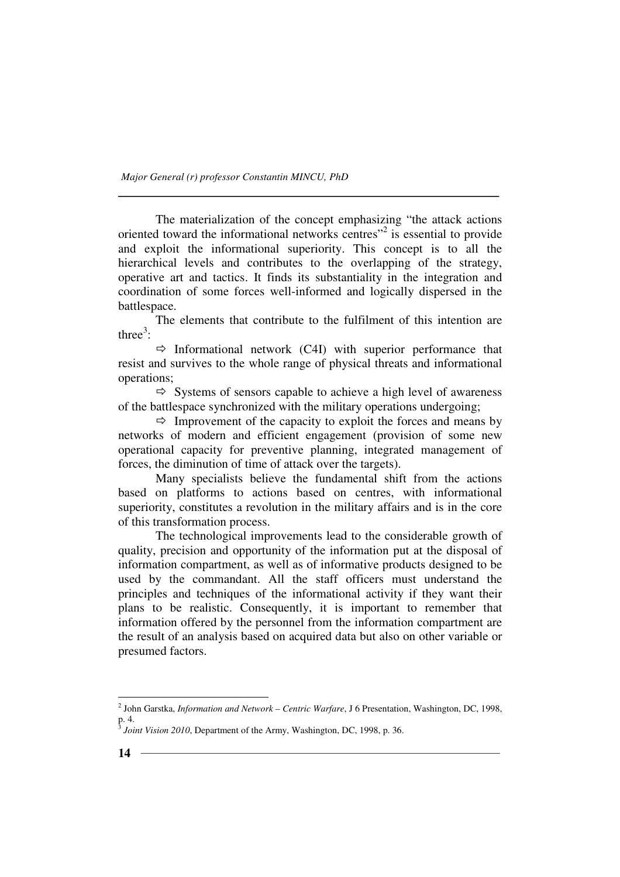The materialization of the concept emphasizing "the attack actions oriented toward the informational networks centres"[2] is essential to provide and exploit the informational superiority. This concept is to all the hierarchical levels and contributes to the overlapping of the strategy, operative art and tactics. It finds its substantiality in the integration and coordination of some forces well-informed and logically dispersed in the battlespace.

The elements that contribute to the fulfilment of this intention are three[3]:

⇨ Informational network (C4I) with superior performance that resist and survives to the whole range of physical threats and informational operations;

⇨ Systems of sensors capable to achieve a high level of awareness of the battlespace synchronized with the military operations undergoing;

⇨ Improvement of the capacity to exploit the forces and means by networks of modern and efficient engagement (provision of some new operational capacity for preventive planning, integrated management of forces, the diminution of time of attack over the targets).

Many specialists believe the fundamental shift from the actions based on platforms to actions based on centres, with informational superiority, constitutes a revolution in the military affairs and is in the core of this transformation process.

The technological improvements lead to the considerable growth of quality, precision and opportunity of the information put at the disposal of information compartment, as well as of informative products designed to be used by the commandant. All the staff officers must understand the principles and techniques of the informational activity if they want their plans to be realistic. Consequently, it is important to remember that information offered by the personnel from the information compartment are the result of an analysis based on acquired data but also on other variable or presumed factors.

---

[2] John Garstka, *Information and Network – Centric Warfare*, J 6 Presentation, Washington, DC, 1998, p. 4.

[3] *Joint Vision 2010*, Department of the Army, Washington, DC, 1998, p. 36.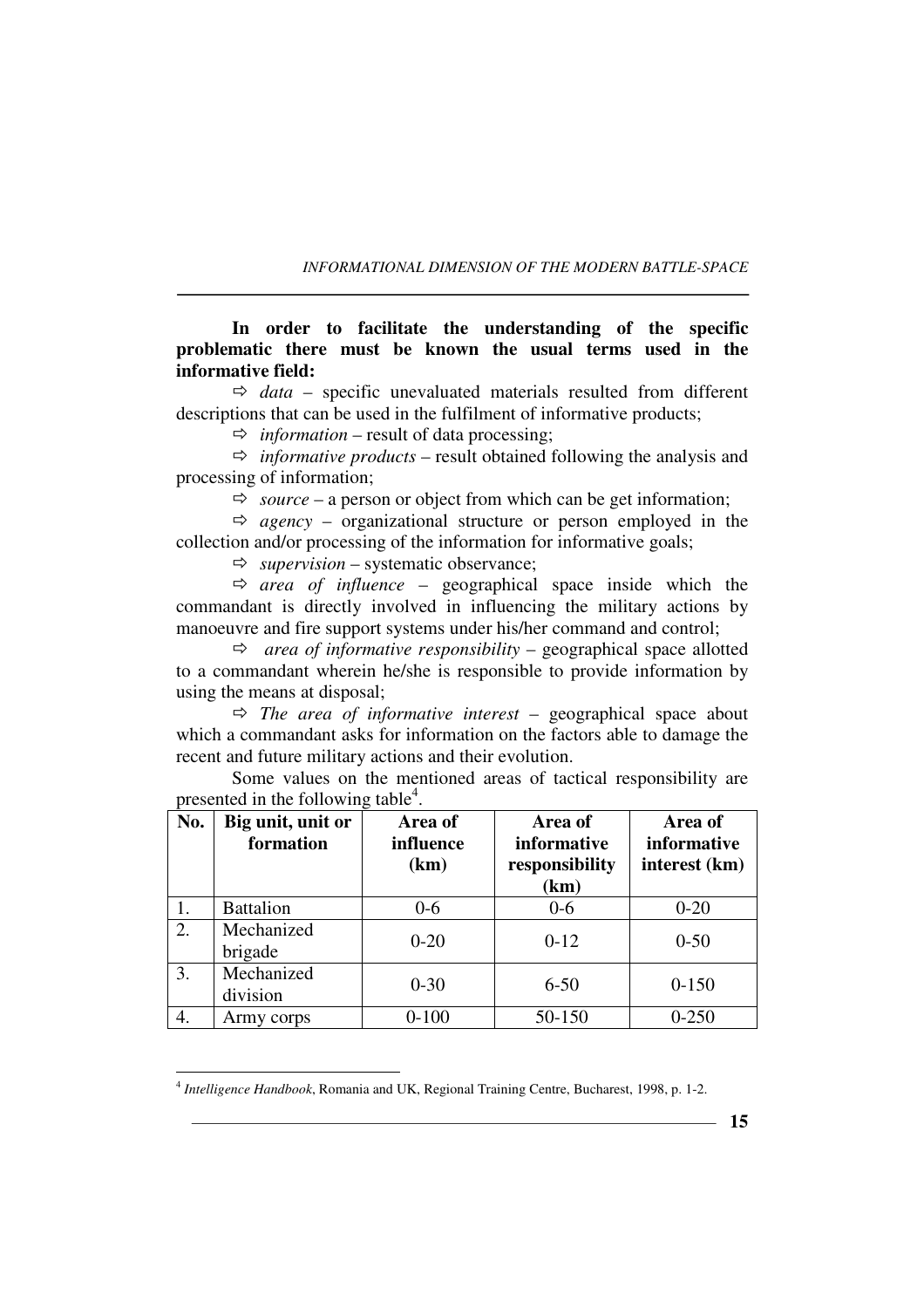**In order to facilitate the understanding of the specific problematic there must be known the usual terms used in the informative field:**

⇨ *data* – specific unevaluated materials resulted from different descriptions that can be used in the fulfilment of informative products;

⇨ *information* – result of data processing;

⇨ *informative products* – result obtained following the analysis and processing of information;

⇨ *source* – a person or object from which can be get information;

⇨ *agency* – organizational structure or person employed in the collection and/or processing of the information for informative goals;

⇨ *supervision* – systematic observance;

⇨ *area of influence* – geographical space inside which the commandant is directly involved in influencing the military actions by manoeuvre and fire support systems under his/her command and control;

⇨ *area of informative responsibility* – geographical space allotted to a commandant wherein he/she is responsible to provide information by using the means at disposal;

⇨ *The area of informative interest* – geographical space about which a commandant asks for information on the factors able to damage the recent and future military actions and their evolution.

Some values on the mentioned areas of tactical responsibility are presented in the following table[4].

| No. | Big unit, unit or formation | Area of influence (km) | Area of informative responsibility (km) | Area of informative interest (km) |
|---|---|---|---|---|
| 1. | Battalion | 0-6 | 0-6 | 0-20 |
| 2. | Mechanized brigade | 0-20 | 0-12 | 0-50 |
| 3. | Mechanized division | 0-30 | 6-50 | 0-150 |
| 4. | Army corps | 0-100 | 50-150 | 0-250 |

[4] *Intelligence Handbook*, Romania and UK, Regional Training Centre, Bucharest, 1998, p. 1-2.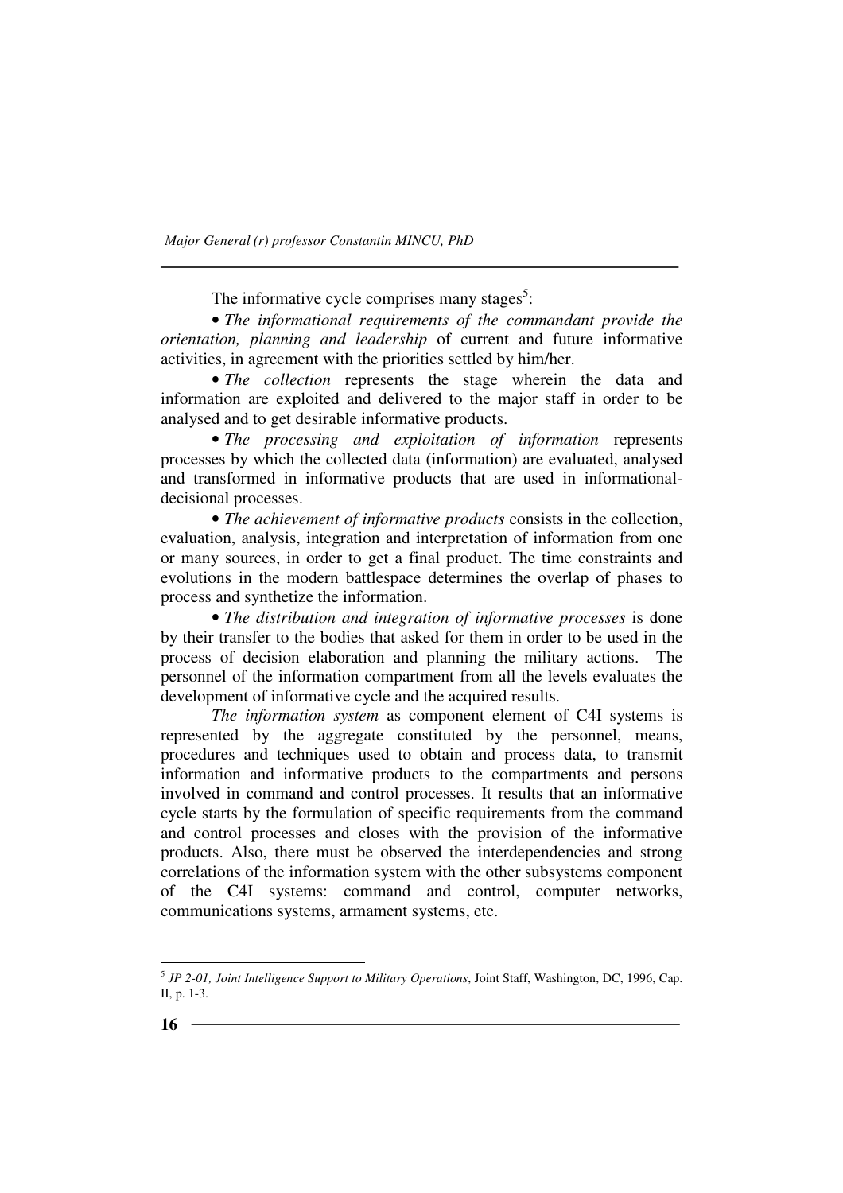The informative cycle comprises many stages[5]:

• *The informational requirements of the commandant provide the orientation, planning and leadership* of current and future informative activities, in agreement with the priorities settled by him/her.

• *The collection* represents the stage wherein the data and information are exploited and delivered to the major staff in order to be analysed and to get desirable informative products.

• *The processing and exploitation of information* represents processes by which the collected data (information) are evaluated, analysed and transformed in informative products that are used in informational-decisional processes.

• *The achievement of informative products* consists in the collection, evaluation, analysis, integration and interpretation of information from one or many sources, in order to get a final product. The time constraints and evolutions in the modern battlespace determines the overlap of phases to process and synthetize the information.

• *The distribution and integration of informative processes* is done by their transfer to the bodies that asked for them in order to be used in the process of decision elaboration and planning the military actions. The personnel of the information compartment from all the levels evaluates the development of informative cycle and the acquired results.

*The information system* as component element of C4I systems is represented by the aggregate constituted by the personnel, means, procedures and techniques used to obtain and process data, to transmit information and informative products to the compartments and persons involved in command and control processes. It results that an informative cycle starts by the formulation of specific requirements from the command and control processes and closes with the provision of the informative products. Also, there must be observed the interdependencies and strong correlations of the information system with the other subsystems component of the C4I systems: command and control, computer networks, communications systems, armament systems, etc.

---

[5] *JP 2-01, Joint Intelligence Support to Military Operations*, Joint Staff, Washington, DC, 1996, Cap. II, p. 1-3.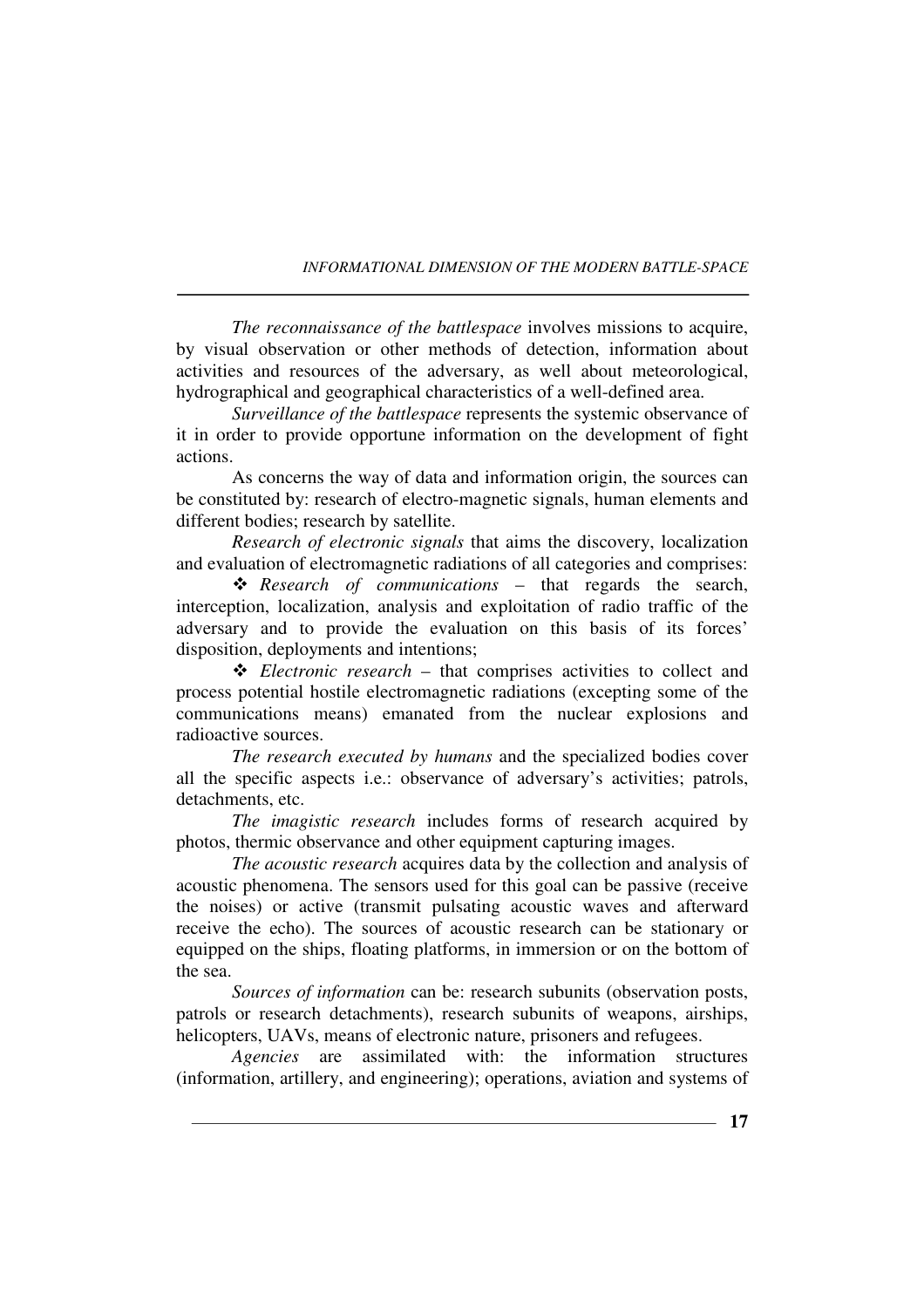*The reconnaissance of the battlespace* involves missions to acquire, by visual observation or other methods of detection, information about activities and resources of the adversary, as well about meteorological, hydrographical and geographical characteristics of a well-defined area.

*Surveillance of the battlespace* represents the systemic observance of it in order to provide opportune information on the development of fight actions.

As concerns the way of data and information origin, the sources can be constituted by: research of electro-magnetic signals, human elements and different bodies; research by satellite.

*Research of electronic signals* that aims the discovery, localization and evaluation of electromagnetic radiations of all categories and comprises:

- *Research of communications* – that regards the search, interception, localization, analysis and exploitation of radio traffic of the adversary and to provide the evaluation on this basis of its forces' disposition, deployments and intentions;
- *Electronic research* – that comprises activities to collect and process potential hostile electromagnetic radiations (excepting some of the communications means) emanated from the nuclear explosions and radioactive sources.

*The research executed by humans* and the specialized bodies cover all the specific aspects i.e.: observance of adversary's activities; patrols, detachments, etc.

*The imagistic research* includes forms of research acquired by photos, thermic observance and other equipment capturing images.

*The acoustic research* acquires data by the collection and analysis of acoustic phenomena. The sensors used for this goal can be passive (receive the noises) or active (transmit pulsating acoustic waves and afterward receive the echo). The sources of acoustic research can be stationary or equipped on the ships, floating platforms, in immersion or on the bottom of the sea.

*Sources of information* can be: research subunits (observation posts, patrols or research detachments), research subunits of weapons, airships, helicopters, UAVs, means of electronic nature, prisoners and refugees.

*Agencies* are assimilated with: the information structures (information, artillery, and engineering); operations, aviation and systems of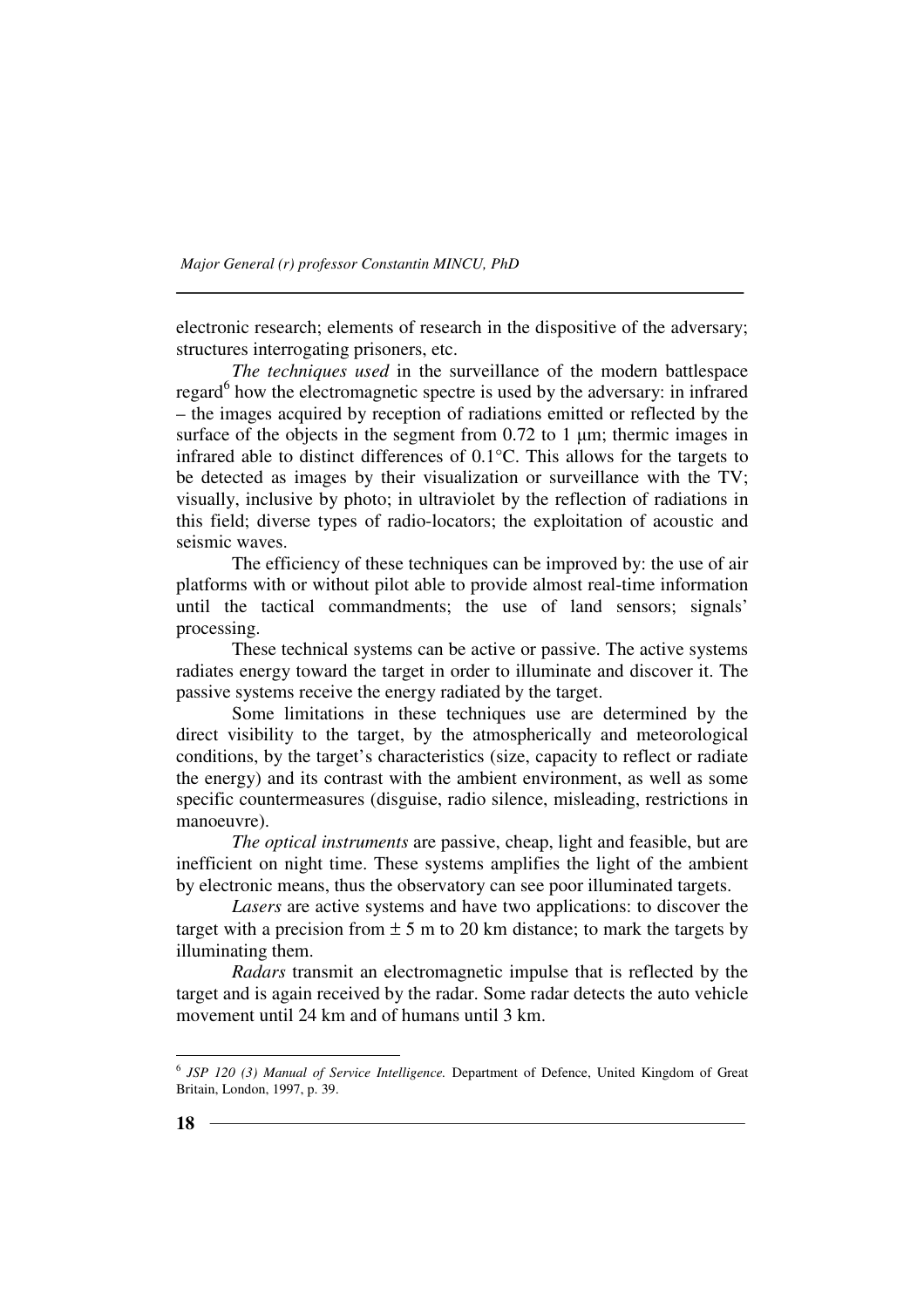electronic research; elements of research in the dispositive of the adversary; structures interrogating prisoners, etc.

*The techniques used* in the surveillance of the modern battlespace regard[6] how the electromagnetic spectre is used by the adversary: in infrared – the images acquired by reception of radiations emitted or reflected by the surface of the objects in the segment from 0.72 to 1 μm; thermic images in infrared able to distinct differences of 0.1°C. This allows for the targets to be detected as images by their visualization or surveillance with the TV; visually, inclusive by photo; in ultraviolet by the reflection of radiations in this field; diverse types of radio-locators; the exploitation of acoustic and seismic waves.

The efficiency of these techniques can be improved by: the use of air platforms with or without pilot able to provide almost real-time information until the tactical commandments; the use of land sensors; signals' processing.

These technical systems can be active or passive. The active systems radiates energy toward the target in order to illuminate and discover it. The passive systems receive the energy radiated by the target.

Some limitations in these techniques use are determined by the direct visibility to the target, by the atmospherically and meteorological conditions, by the target's characteristics (size, capacity to reflect or radiate the energy) and its contrast with the ambient environment, as well as some specific countermeasures (disguise, radio silence, misleading, restrictions in manoeuvre).

*The optical instruments* are passive, cheap, light and feasible, but are inefficient on night time. These systems amplifies the light of the ambient by electronic means, thus the observatory can see poor illuminated targets.

*Lasers* are active systems and have two applications: to discover the target with a precision from ± 5 m to 20 km distance; to mark the targets by illuminating them.

*Radars* transmit an electromagnetic impulse that is reflected by the target and is again received by the radar. Some radar detects the auto vehicle movement until 24 km and of humans until 3 km.

---

[6] *JSP 120 (3) Manual of Service Intelligence.* Department of Defence, United Kingdom of Great Britain, London, 1997, p. 39.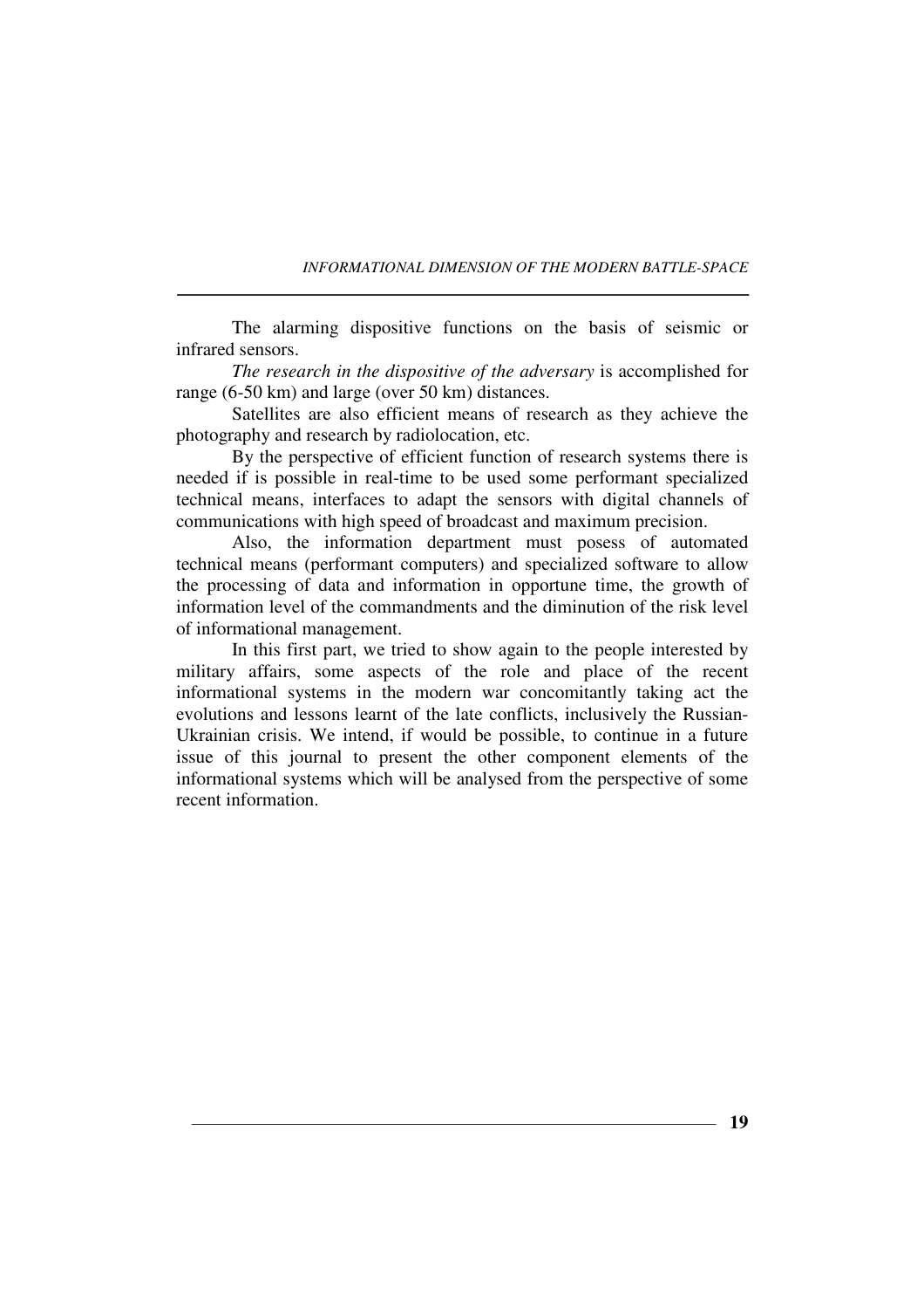The alarming dispositive functions on the basis of seismic or infrared sensors.

*The research in the dispositive of the adversary* is accomplished for range (6-50 km) and large (over 50 km) distances.

Satellites are also efficient means of research as they achieve the photography and research by radiolocation, etc.

By the perspective of efficient function of research systems there is needed if is possible in real-time to be used some performant specialized technical means, interfaces to adapt the sensors with digital channels of communications with high speed of broadcast and maximum precision.

Also, the information department must posess of automated technical means (performant computers) and specialized software to allow the processing of data and information in opportune time, the growth of information level of the commandments and the diminution of the risk level of informational management.

In this first part, we tried to show again to the people interested by military affairs, some aspects of the role and place of the recent informational systems in the modern war concomitantly taking act the evolutions and lessons learnt of the late conflicts, inclusively the Russian-Ukrainian crisis. We intend, if would be possible, to continue in a future issue of this journal to present the other component elements of the informational systems which will be analysed from the perspective of some recent information.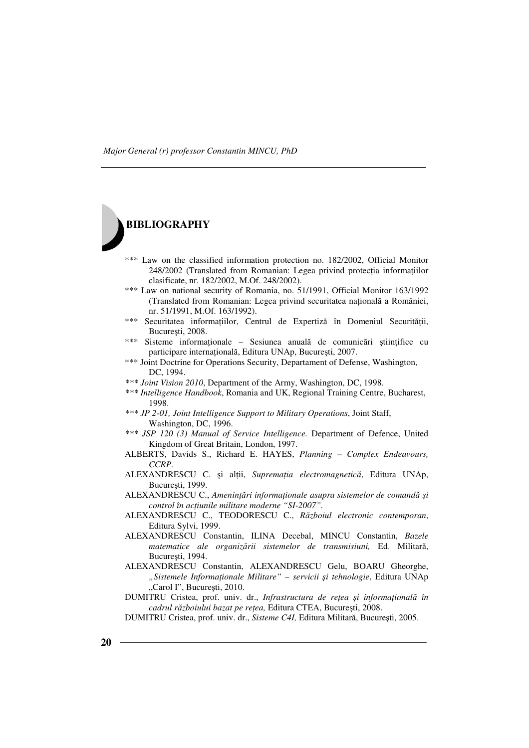# BIBLIOGRAPHY

*** Law on the classified information protection no. 182/2002, Official Monitor 248/2002 (Translated from Romanian: Legea privind protecția informațiilor clasificate, nr. 182/2002, M.Of. 248/2002).

*** Law on national security of Romania, no. 51/1991, Official Monitor 163/1992 (Translated from Romanian: Legea privind securitatea națională a României, nr. 51/1991, M.Of. 163/1992).

*** Securitatea informațiilor, Centrul de Expertiză în Domeniul Securității, Bucureşti, 2008.

*** Sisteme informaționale – Sesiunea anuală de comunicări științifice cu participare internațională, Editura UNAp, Bucureşti, 2007.

*** Joint Doctrine for Operations Security, Departament of Defense, Washington, DC, 1994.

*** *Joint Vision 2010*, Department of the Army, Washington, DC, 1998.

*** *Intelligence Handbook*, Romania and UK, Regional Training Centre, Bucharest, 1998.

*** *JP 2-01, Joint Intelligence Support to Military Operations*, Joint Staff, Washington, DC, 1996.

*** *JSP 120 (3) Manual of Service Intelligence.* Department of Defence, United Kingdom of Great Britain, London, 1997.

ALBERTS, Davids S., Richard E. HAYES, *Planning – Complex Endeavours, CCRP*.

ALEXANDRESCU C. şi alții, *Supremația electromagnetică*, Editura UNAp, Bucureşti, 1999.

ALEXANDRESCU C., *Amenințări informaționale asupra sistemelor de comandă şi control în acțiunile militare moderne "SI-2007"*.

ALEXANDRESCU C., TEODORESCU C., *Războiul electronic contemporan*, Editura Sylvi, 1999.

ALEXANDRESCU Constantin, ILINA Decebal, MINCU Constantin, *Bazele matematice ale organizării sistemelor de transmisiuni,* Ed. Militară, Bucureşti, 1994.

ALEXANDRESCU Constantin, ALEXANDRESCU Gelu, BOARU Gheorghe, *„Sistemele Informaționale Militare" – servicii şi tehnologie*, Editura UNAp „Carol I", Bucureşti, 2010.

DUMITRU Cristea, prof. univ. dr., *Infrastructura de rețea şi informațională în cadrul războiului bazat pe rețea,* Editura CTEA, Bucureşti, 2008.

DUMITRU Cristea, prof. univ. dr., *Sisteme C4I,* Editura Militară, Bucureşti, 2005.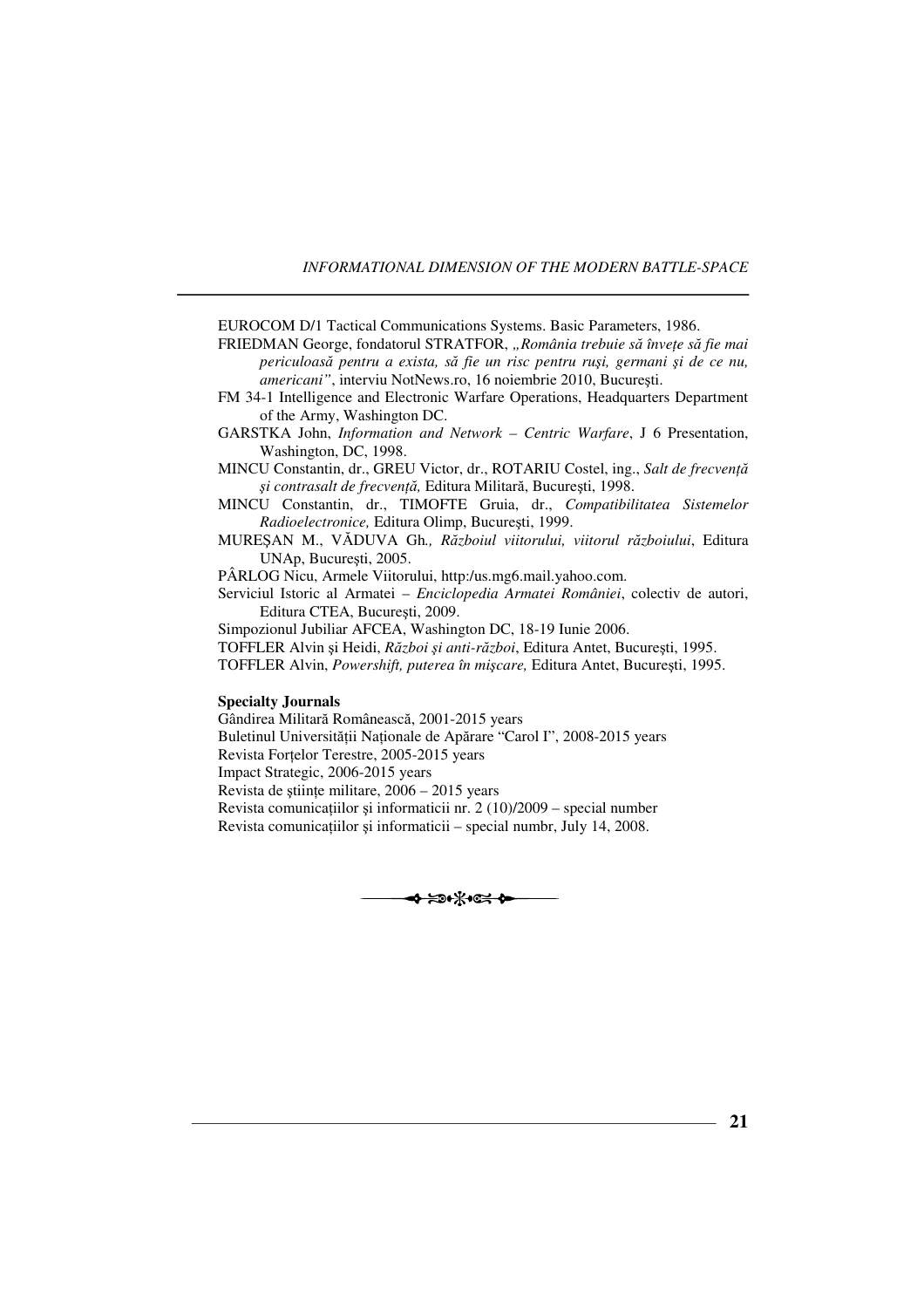EUROCOM D/1 Tactical Communications Systems. Basic Parameters, 1986.

FRIEDMAN George, fondatorul STRATFOR, *„România trebuie să învețe să fie mai periculoasă pentru a exista, să fie un risc pentru ruși, germani și de ce nu, americani"*, interviu NotNews.ro, 16 noiembrie 2010, București.

FM 34-1 Intelligence and Electronic Warfare Operations, Headquarters Department of the Army, Washington DC.

GARSTKA John, *Information and Network – Centric Warfare*, J 6 Presentation, Washington, DC, 1998.

MINCU Constantin, dr., GREU Victor, dr., ROTARIU Costel, ing., *Salt de frecvență și contrasalt de frecvență,* Editura Militară, București, 1998.

MINCU Constantin, dr., TIMOFTE Gruia, dr., *Compatibilitatea Sistemelor Radioelectronice,* Editura Olimp, București, 1999.

MUREȘAN M., VĂDUVA Gh*., Războiul viitorului, viitorul războiului*, Editura UNAp, București, 2005.

PÂRLOG Nicu, Armele Viitorului, http:/us.mg6.mail.yahoo.com.

Serviciul Istoric al Armatei – *Enciclopedia Armatei României*, colectiv de autori, Editura CTEA, București, 2009.

Simpozionul Jubiliar AFCEA, Washington DC, 18-19 Iunie 2006.

TOFFLER Alvin și Heidi, *Război și anti-război*, Editura Antet, București, 1995.

TOFFLER Alvin, *Powershift, puterea în mișcare,* Editura Antet, București, 1995.

**Specialty Journals**

Gândirea Militară Românească, 2001-2015 years

Buletinul Universității Naționale de Apărare "Carol I", 2008-2015 years

Revista Forțelor Terestre, 2005-2015 years

Impact Strategic, 2006-2015 years

Revista de științe militare, 2006 – 2015 years

Revista comunicațiilor și informaticii nr. 2 (10)/2009 – special number

Revista comunicațiilor și informaticii – special numbr, July 14, 2008.